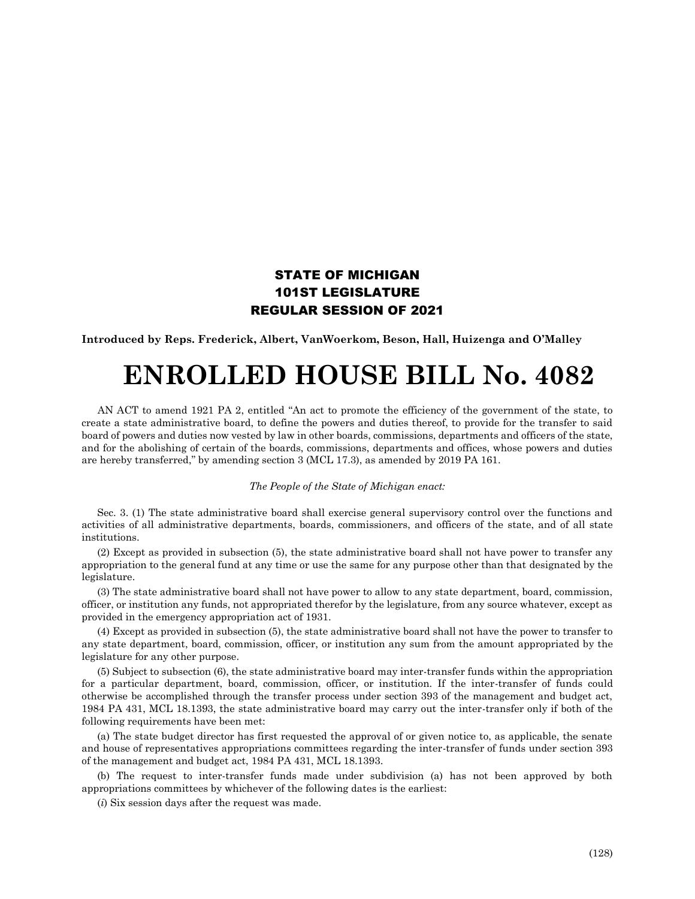**STATE OF MICHIGAN**
**101ST LEGISLATURE**
**REGULAR SESSION OF 2021**

**Introduced by Reps. Frederick, Albert, VanWoerkom, Beson, Hall, Huizenga and O'Malley**

# ENROLLED HOUSE BILL No. 4082

AN ACT to amend 1921 PA 2, entitled "An act to promote the efficiency of the government of the state, to create a state administrative board, to define the powers and duties thereof, to provide for the transfer to said board of powers and duties now vested by law in other boards, commissions, departments and officers of the state, and for the abolishing of certain of the boards, commissions, departments and offices, whose powers and duties are hereby transferred," by amending section 3 (MCL 17.3), as amended by 2019 PA 161.

*The People of the State of Michigan enact:*

Sec. 3. (1) The state administrative board shall exercise general supervisory control over the functions and activities of all administrative departments, boards, commissioners, and officers of the state, and of all state institutions.

(2) Except as provided in subsection (5), the state administrative board shall not have power to transfer any appropriation to the general fund at any time or use the same for any purpose other than that designated by the legislature.

(3) The state administrative board shall not have power to allow to any state department, board, commission, officer, or institution any funds, not appropriated therefor by the legislature, from any source whatever, except as provided in the emergency appropriation act of 1931.

(4) Except as provided in subsection (5), the state administrative board shall not have the power to transfer to any state department, board, commission, officer, or institution any sum from the amount appropriated by the legislature for any other purpose.

(5) Subject to subsection (6), the state administrative board may inter-transfer funds within the appropriation for a particular department, board, commission, officer, or institution. If the inter-transfer of funds could otherwise be accomplished through the transfer process under section 393 of the management and budget act, 1984 PA 431, MCL 18.1393, the state administrative board may carry out the inter-transfer only if both of the following requirements have been met:

(a) The state budget director has first requested the approval of or given notice to, as applicable, the senate and house of representatives appropriations committees regarding the inter-transfer of funds under section 393 of the management and budget act, 1984 PA 431, MCL 18.1393.

(b) The request to inter-transfer funds made under subdivision (a) has not been approved by both appropriations committees by whichever of the following dates is the earliest:

(*i*) Six session days after the request was made.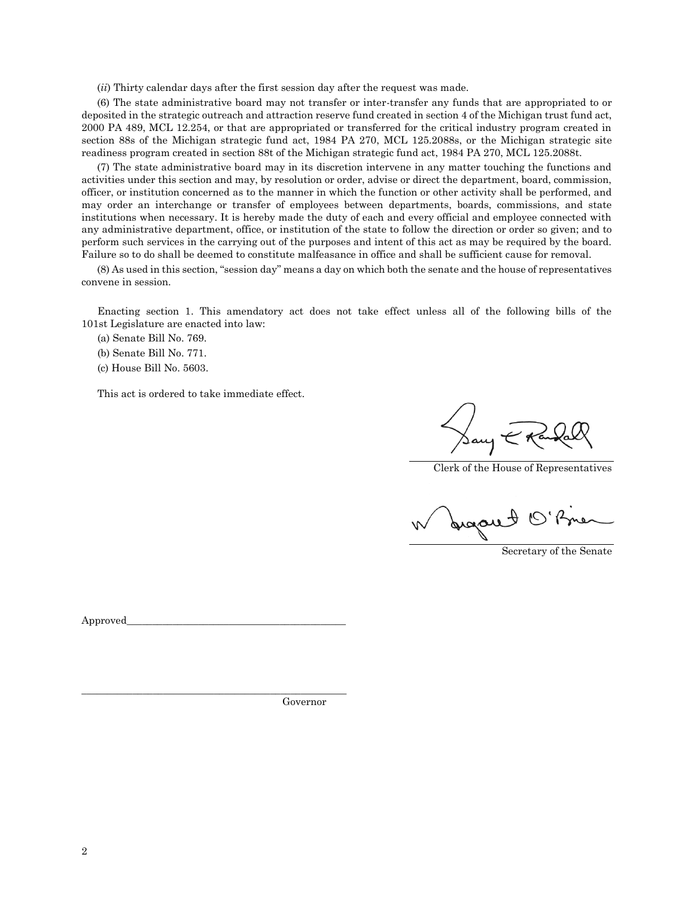(*ii*) Thirty calendar days after the first session day after the request was made.

(6) The state administrative board may not transfer or inter-transfer any funds that are appropriated to or deposited in the strategic outreach and attraction reserve fund created in section 4 of the Michigan trust fund act, 2000 PA 489, MCL 12.254, or that are appropriated or transferred for the critical industry program created in section 88s of the Michigan strategic fund act, 1984 PA 270, MCL 125.2088s, or the Michigan strategic site readiness program created in section 88t of the Michigan strategic fund act, 1984 PA 270, MCL 125.2088t.

(7) The state administrative board may in its discretion intervene in any matter touching the functions and activities under this section and may, by resolution or order, advise or direct the department, board, commission, officer, or institution concerned as to the manner in which the function or other activity shall be performed, and may order an interchange or transfer of employees between departments, boards, commissions, and state institutions when necessary. It is hereby made the duty of each and every official and employee connected with any administrative department, office, or institution of the state to follow the direction or order so given; and to perform such services in the carrying out of the purposes and intent of this act as may be required by the board. Failure so to do shall be deemed to constitute malfeasance in office and shall be sufficient cause for removal.

(8) As used in this section, "session day" means a day on which both the senate and the house of representatives convene in session.

Enacting section 1. This amendatory act does not take effect unless all of the following bills of the 101st Legislature are enacted into law:

(a) Senate Bill No. 769.

(b) Senate Bill No. 771.

(c) House Bill No. 5603.

This act is ordered to take immediate effect.

Clerk of the House of Representatives

Secretary of the Senate

Approved\_\_\_\_\_\_\_\_\_\_\_\_\_\_\_\_\_\_\_\_\_\_\_\_\_\_\_\_\_\_\_\_\_\_\_\_\_\_\_\_

\_\_\_\_\_\_\_\_\_\_\_\_\_\_\_\_\_\_\_\_\_\_\_\_\_\_\_\_\_\_\_\_\_\_\_\_\_\_\_\_\_\_\_\_\_\_

Governor